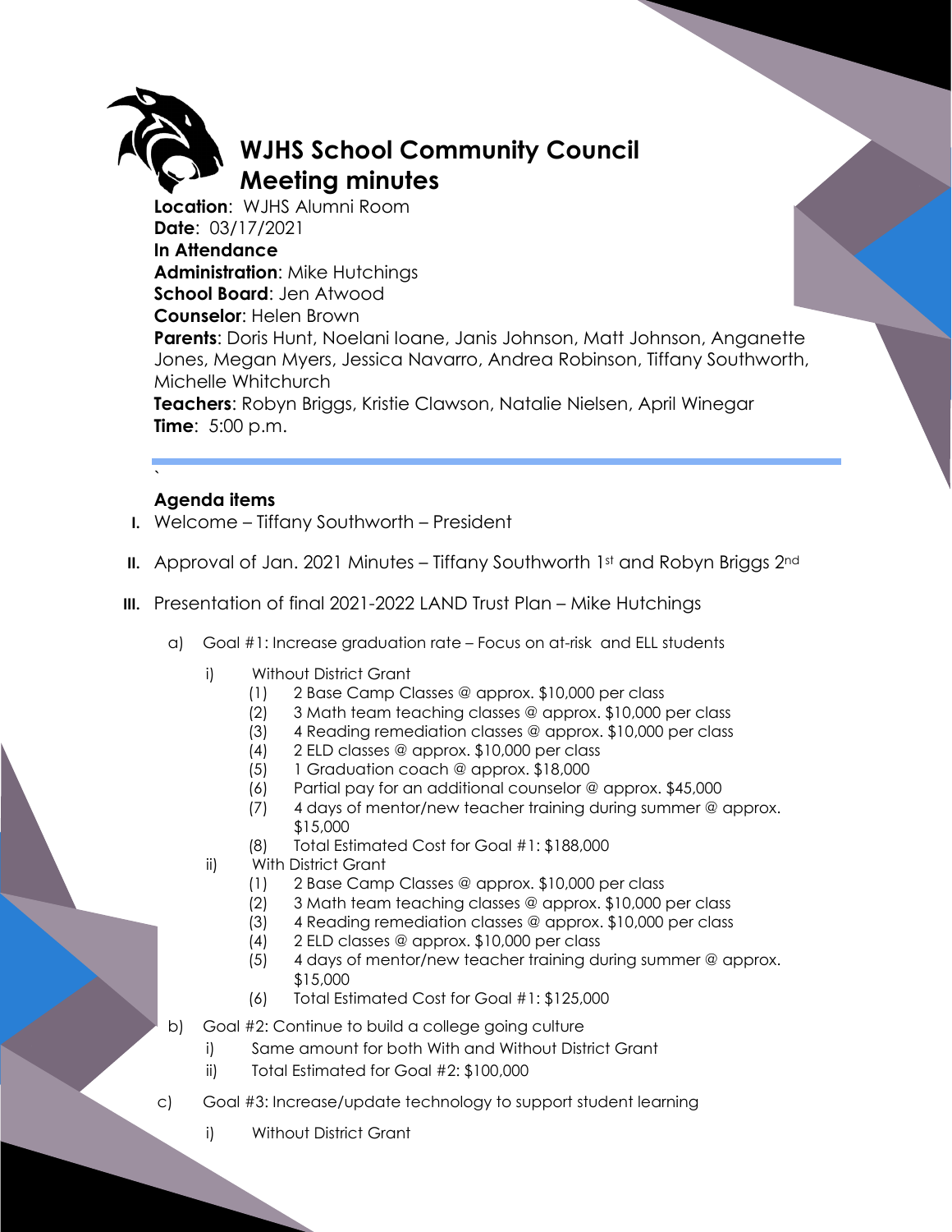# WJHS School Community Council Meeting minutes

**Location**: WJHS Alumni Room
**Date**: 03/17/2021
**In Attendance**
**Administration**: Mike Hutchings
**School Board**: Jen Atwood
**Counselor**: Helen Brown
**Parents**: Doris Hunt, Noelani Ioane, Janis Johnson, Matt Johnson, Anganette Jones, Megan Myers, Jessica Navarro, Andrea Robinson, Tiffany Southworth, Michelle Whitchurch
**Teachers**: Robyn Briggs, Kristie Clawson, Natalie Nielsen, April Winegar
**Time**: 5:00 p.m.

---

`

**Agenda items**

I. Welcome – Tiffany Southworth – President

II. Approval of Jan. 2021 Minutes – Tiffany Southworth 1st and Robyn Briggs 2nd

III. Presentation of final 2021-2022 LAND Trust Plan – Mike Hutchings

- a) Goal #1: Increase graduation rate – Focus on at-risk and ELL students
  - i) Without District Grant
    - (1) 2 Base Camp Classes @ approx. $10,000 per class
    - (2) 3 Math team teaching classes @ approx. $10,000 per class
    - (3) 4 Reading remediation classes @ approx. $10,000 per class
    - (4) 2 ELD classes @ approx. $10,000 per class
    - (5) 1 Graduation coach @ approx. $18,000
    - (6) Partial pay for an additional counselor @ approx. $45,000
    - (7) 4 days of mentor/new teacher training during summer @ approx. $15,000
    - (8) Total Estimated Cost for Goal #1: $188,000
  - ii) With District Grant
    - (1) 2 Base Camp Classes @ approx. $10,000 per class
    - (2) 3 Math team teaching classes @ approx. $10,000 per class
    - (3) 4 Reading remediation classes @ approx. $10,000 per class
    - (4) 2 ELD classes @ approx. $10,000 per class
    - (5) 4 days of mentor/new teacher training during summer @ approx. $15,000
    - (6) Total Estimated Cost for Goal #1: $125,000
- b) Goal #2: Continue to build a college going culture
  - i) Same amount for both With and Without District Grant
  - ii) Total Estimated for Goal #2: $100,000
- c) Goal #3: Increase/update technology to support student learning
  - i) Without District Grant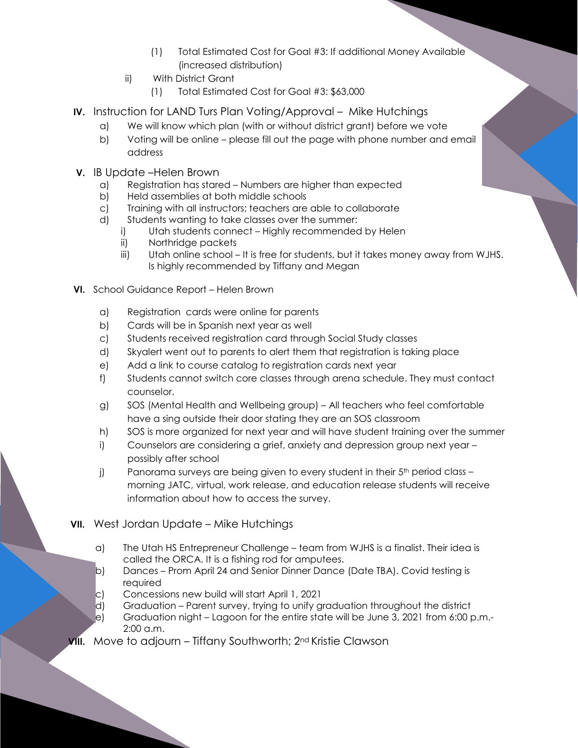(1) Total Estimated Cost for Goal #3: If additional Money Available (increased distribution)

ii) With District Grant

(1) Total Estimated Cost for Goal #3: $63,000

**IV.** Instruction for LAND Turs Plan Voting/Approval – Mike Hutchings

a) We will know which plan (with or without district grant) before we vote

b) Voting will be online – please fill out the page with phone number and email address

**V.** IB Update –Helen Brown

a) Registration has stared – Numbers are higher than expected

b) Held assemblies at both middle schools

c) Training with all instructors; teachers are able to collaborate

d) Students wanting to take classes over the summer:

i) Utah students connect – Highly recommended by Helen

ii) Northridge packets

iii) Utah online school – It is free for students, but it takes money away from WJHS. Is highly recommended by Tiffany and Megan

**VI.** School Guidance Report – Helen Brown

a) Registration cards were online for parents

b) Cards will be in Spanish next year as well

c) Students received registration card through Social Study classes

d) Skyalert went out to parents to alert them that registration is taking place

e) Add a link to course catalog to registration cards next year

f) Students cannot switch core classes through arena schedule. They must contact counselor.

g) SOS (Mental Health and Wellbeing group) – All teachers who feel comfortable have a sing outside their door stating they are an SOS classroom

h) SOS is more organized for next year and will have student training over the summer

i) Counselors are considering a grief, anxiety and depression group next year – possibly after school

j) Panorama surveys are being given to every student in their 5th period class – morning JATC, virtual, work release, and education release students will receive information about how to access the survey.

**VII.** West Jordan Update – Mike Hutchings

a) The Utah HS Entrepreneur Challenge – team from WJHS is a finalist. Their idea is called the ORCA. It is a fishing rod for amputees.

b) Dances – Prom April 24 and Senior Dinner Dance (Date TBA). Covid testing is required

c) Concessions new build will start April 1, 2021

d) Graduation – Parent survey, trying to unify graduation throughout the district

e) Graduation night – Lagoon for the entire state will be June 3, 2021 from 6:00 p.m.-2:00 a.m.

**VIII.** Move to adjourn – Tiffany Southworth; 2nd Kristie Clawson